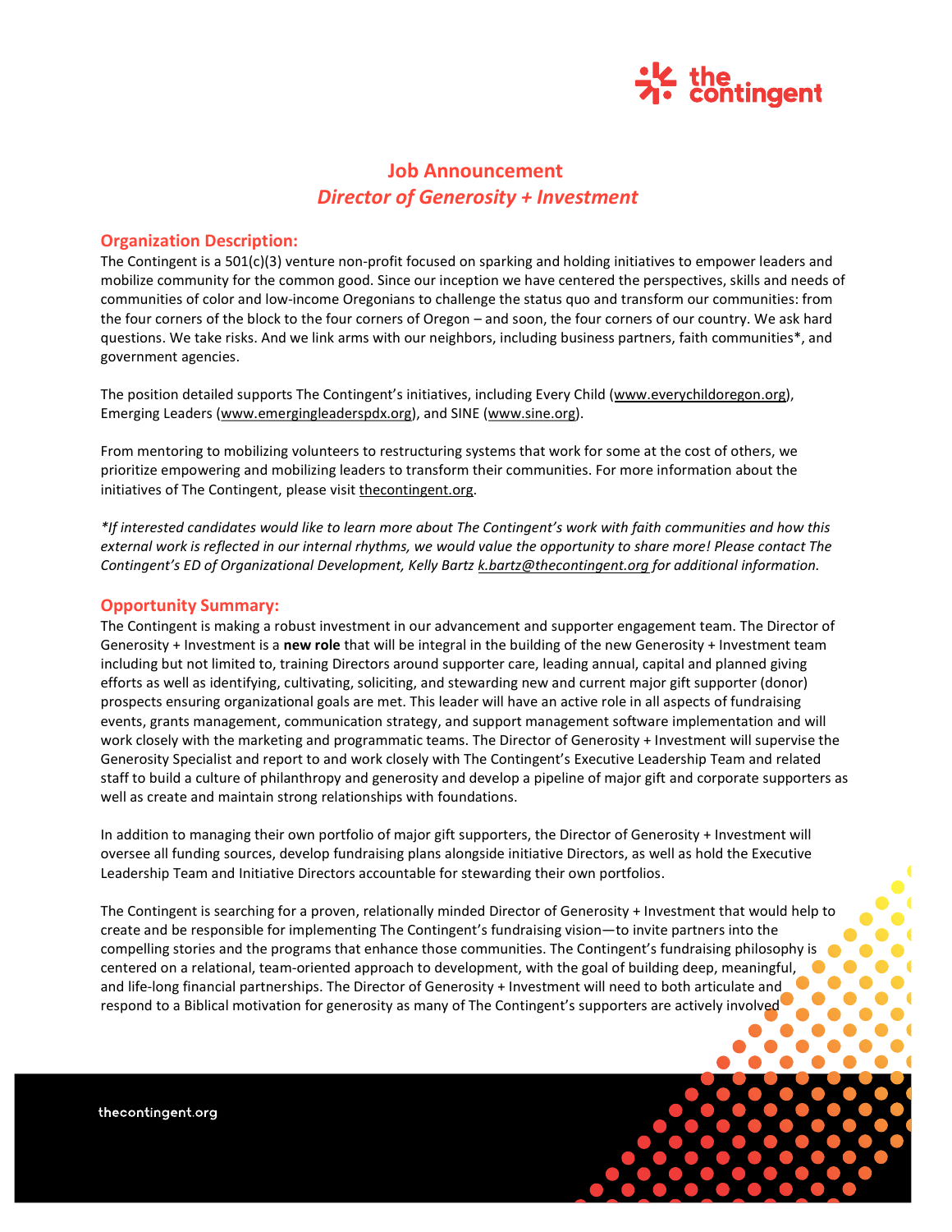# Job Announcement
## *Director of Generosity + Investment*

### Organization Description:

The Contingent is a 501(c)(3) venture non-profit focused on sparking and holding initiatives to empower leaders and mobilize community for the common good. Since our inception we have centered the perspectives, skills and needs of communities of color and low-income Oregonians to challenge the status quo and transform our communities: from the four corners of the block to the four corners of Oregon – and soon, the four corners of our country. We ask hard questions. We take risks. And we link arms with our neighbors, including business partners, faith communities*, and government agencies.

The position detailed supports The Contingent's initiatives, including Every Child (www.everychildoregon.org), Emerging Leaders (www.emergingleaderspdx.org), and SINE (www.sine.org).

From mentoring to mobilizing volunteers to restructuring systems that work for some at the cost of others, we prioritize empowering and mobilizing leaders to transform their communities. For more information about the initiatives of The Contingent, please visit thecontingent.org.

*\*If interested candidates would like to learn more about The Contingent's work with faith communities and how this external work is reflected in our internal rhythms, we would value the opportunity to share more! Please contact The Contingent's ED of Organizational Development, Kelly Bartz k.bartz@thecontingent.org for additional information.*

### Opportunity Summary:

The Contingent is making a robust investment in our advancement and supporter engagement team. The Director of Generosity + Investment is a **new role** that will be integral in the building of the new Generosity + Investment team including but not limited to, training Directors around supporter care, leading annual, capital and planned giving efforts as well as identifying, cultivating, soliciting, and stewarding new and current major gift supporter (donor) prospects ensuring organizational goals are met. This leader will have an active role in all aspects of fundraising events, grants management, communication strategy, and support management software implementation and will work closely with the marketing and programmatic teams. The Director of Generosity + Investment will supervise the Generosity Specialist and report to and work closely with The Contingent's Executive Leadership Team and related staff to build a culture of philanthropy and generosity and develop a pipeline of major gift and corporate supporters as well as create and maintain strong relationships with foundations.

In addition to managing their own portfolio of major gift supporters, the Director of Generosity + Investment will oversee all funding sources, develop fundraising plans alongside initiative Directors, as well as hold the Executive Leadership Team and Initiative Directors accountable for stewarding their own portfolios.

The Contingent is searching for a proven, relationally minded Director of Generosity + Investment that would help to create and be responsible for implementing The Contingent's fundraising vision—to invite partners into the compelling stories and the programs that enhance those communities. The Contingent's fundraising philosophy is centered on a relational, team-oriented approach to development, with the goal of building deep, meaningful, and life-long financial partnerships. The Director of Generosity + Investment will need to both articulate and respond to a Biblical motivation for generosity as many of The Contingent's supporters are actively involved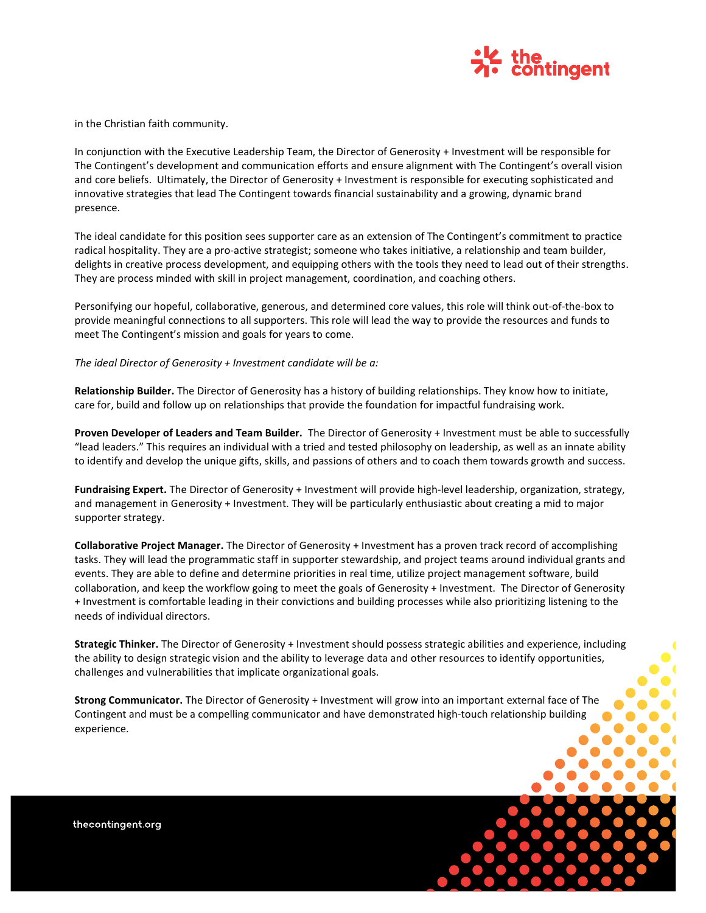in the Christian faith community.

In conjunction with the Executive Leadership Team, the Director of Generosity + Investment will be responsible for The Contingent's development and communication efforts and ensure alignment with The Contingent's overall vision and core beliefs. Ultimately, the Director of Generosity + Investment is responsible for executing sophisticated and innovative strategies that lead The Contingent towards financial sustainability and a growing, dynamic brand presence.

The ideal candidate for this position sees supporter care as an extension of The Contingent's commitment to practice radical hospitality. They are a pro-active strategist; someone who takes initiative, a relationship and team builder, delights in creative process development, and equipping others with the tools they need to lead out of their strengths. They are process minded with skill in project management, coordination, and coaching others.

Personifying our hopeful, collaborative, generous, and determined core values, this role will think out-of-the-box to provide meaningful connections to all supporters. This role will lead the way to provide the resources and funds to meet The Contingent's mission and goals for years to come.

*The ideal Director of Generosity + Investment candidate will be a:*

**Relationship Builder.** The Director of Generosity has a history of building relationships. They know how to initiate, care for, build and follow up on relationships that provide the foundation for impactful fundraising work.

**Proven Developer of Leaders and Team Builder.** The Director of Generosity + Investment must be able to successfully "lead leaders." This requires an individual with a tried and tested philosophy on leadership, as well as an innate ability to identify and develop the unique gifts, skills, and passions of others and to coach them towards growth and success.

**Fundraising Expert.** The Director of Generosity + Investment will provide high-level leadership, organization, strategy, and management in Generosity + Investment. They will be particularly enthusiastic about creating a mid to major supporter strategy.

**Collaborative Project Manager.** The Director of Generosity + Investment has a proven track record of accomplishing tasks. They will lead the programmatic staff in supporter stewardship, and project teams around individual grants and events. They are able to define and determine priorities in real time, utilize project management software, build collaboration, and keep the workflow going to meet the goals of Generosity + Investment. The Director of Generosity + Investment is comfortable leading in their convictions and building processes while also prioritizing listening to the needs of individual directors.

**Strategic Thinker.** The Director of Generosity + Investment should possess strategic abilities and experience, including the ability to design strategic vision and the ability to leverage data and other resources to identify opportunities, challenges and vulnerabilities that implicate organizational goals.

**Strong Communicator.** The Director of Generosity + Investment will grow into an important external face of The Contingent and must be a compelling communicator and have demonstrated high-touch relationship building experience.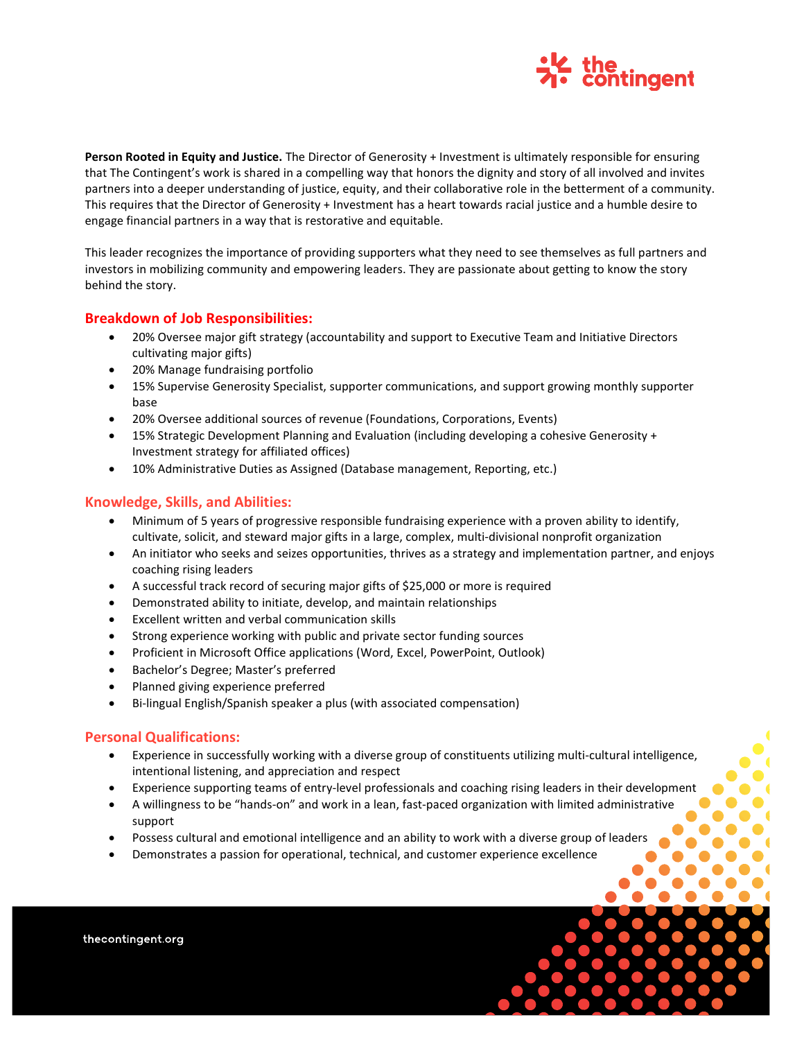**Person Rooted in Equity and Justice.** The Director of Generosity + Investment is ultimately responsible for ensuring that The Contingent's work is shared in a compelling way that honors the dignity and story of all involved and invites partners into a deeper understanding of justice, equity, and their collaborative role in the betterment of a community. This requires that the Director of Generosity + Investment has a heart towards racial justice and a humble desire to engage financial partners in a way that is restorative and equitable.

This leader recognizes the importance of providing supporters what they need to see themselves as full partners and investors in mobilizing community and empowering leaders. They are passionate about getting to know the story behind the story.

## Breakdown of Job Responsibilities:

- 20% Oversee major gift strategy (accountability and support to Executive Team and Initiative Directors cultivating major gifts)
- 20% Manage fundraising portfolio
- 15% Supervise Generosity Specialist, supporter communications, and support growing monthly supporter base
- 20% Oversee additional sources of revenue (Foundations, Corporations, Events)
- 15% Strategic Development Planning and Evaluation (including developing a cohesive Generosity + Investment strategy for affiliated offices)
- 10% Administrative Duties as Assigned (Database management, Reporting, etc.)

## Knowledge, Skills, and Abilities:

- Minimum of 5 years of progressive responsible fundraising experience with a proven ability to identify, cultivate, solicit, and steward major gifts in a large, complex, multi-divisional nonprofit organization
- An initiator who seeks and seizes opportunities, thrives as a strategy and implementation partner, and enjoys coaching rising leaders
- A successful track record of securing major gifts of $25,000 or more is required
- Demonstrated ability to initiate, develop, and maintain relationships
- Excellent written and verbal communication skills
- Strong experience working with public and private sector funding sources
- Proficient in Microsoft Office applications (Word, Excel, PowerPoint, Outlook)
- Bachelor's Degree; Master's preferred
- Planned giving experience preferred
- Bi-lingual English/Spanish speaker a plus (with associated compensation)

## Personal Qualifications:

- Experience in successfully working with a diverse group of constituents utilizing multi-cultural intelligence, intentional listening, and appreciation and respect
- Experience supporting teams of entry-level professionals and coaching rising leaders in their development
- A willingness to be "hands-on" and work in a lean, fast-paced organization with limited administrative support
- Possess cultural and emotional intelligence and an ability to work with a diverse group of leaders
- Demonstrates a passion for operational, technical, and customer experience excellence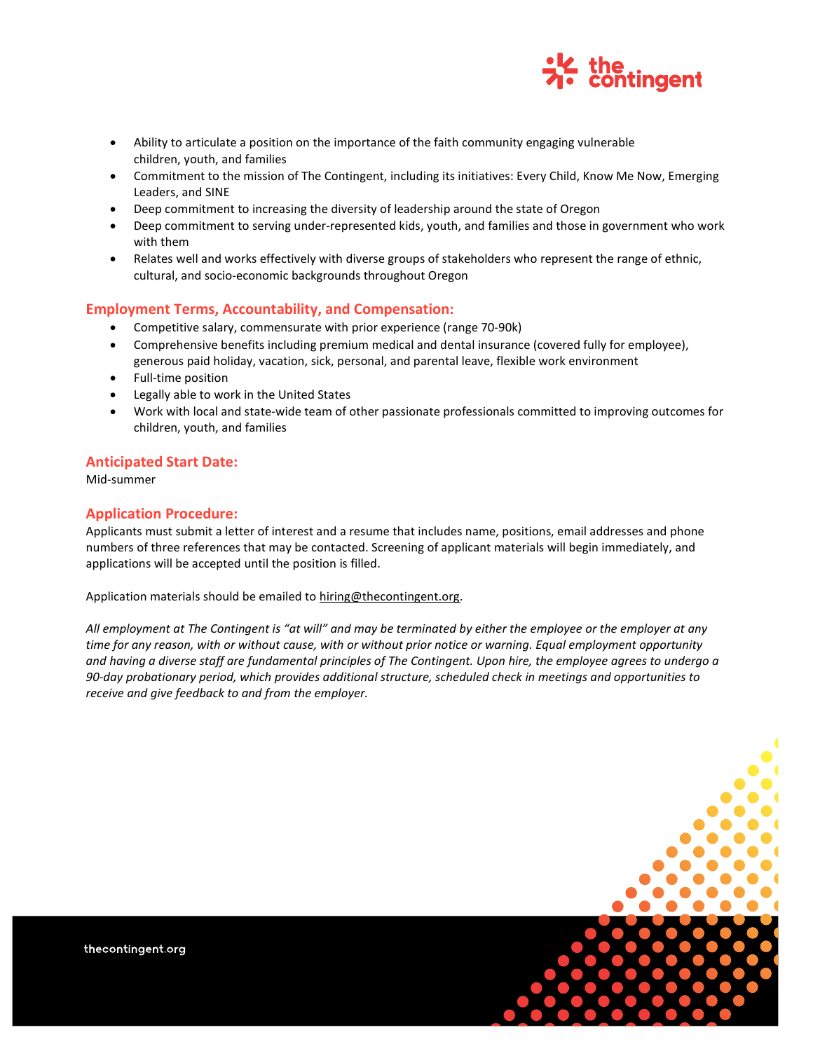- Ability to articulate a position on the importance of the faith community engaging vulnerable children, youth, and families
- Commitment to the mission of The Contingent, including its initiatives: Every Child, Know Me Now, Emerging Leaders, and SINE
- Deep commitment to increasing the diversity of leadership around the state of Oregon
- Deep commitment to serving under-represented kids, youth, and families and those in government who work with them
- Relates well and works effectively with diverse groups of stakeholders who represent the range of ethnic, cultural, and socio-economic backgrounds throughout Oregon

## Employment Terms, Accountability, and Compensation:

- Competitive salary, commensurate with prior experience (range 70-90k)
- Comprehensive benefits including premium medical and dental insurance (covered fully for employee), generous paid holiday, vacation, sick, personal, and parental leave, flexible work environment
- Full-time position
- Legally able to work in the United States
- Work with local and state-wide team of other passionate professionals committed to improving outcomes for children, youth, and families

## Anticipated Start Date:

Mid-summer

## Application Procedure:

Applicants must submit a letter of interest and a resume that includes name, positions, email addresses and phone numbers of three references that may be contacted. Screening of applicant materials will begin immediately, and applications will be accepted until the position is filled.

Application materials should be emailed to hiring@thecontingent.org.

*All employment at The Contingent is “at will” and may be terminated by either the employee or the employer at any time for any reason, with or without cause, with or without prior notice or warning. Equal employment opportunity and having a diverse staff are fundamental principles of The Contingent. Upon hire, the employee agrees to undergo a 90-day probationary period, which provides additional structure, scheduled check in meetings and opportunities to receive and give feedback to and from the employer.*